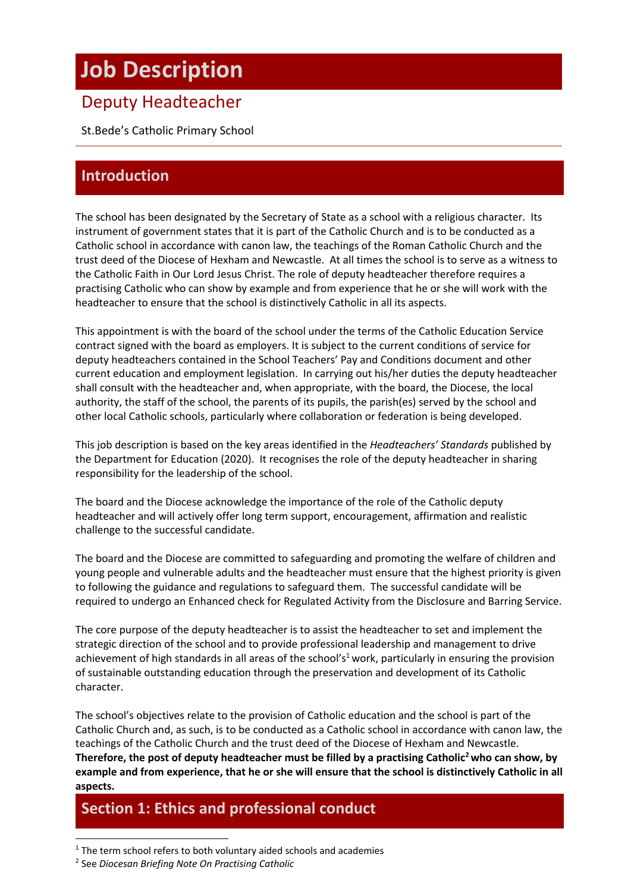# Job Description

## Deputy Headteacher

St.Bede's Catholic Primary School

## Introduction

The school has been designated by the Secretary of State as a school with a religious character. Its instrument of government states that it is part of the Catholic Church and is to be conducted as a Catholic school in accordance with canon law, the teachings of the Roman Catholic Church and the trust deed of the Diocese of Hexham and Newcastle. At all times the school is to serve as a witness to the Catholic Faith in Our Lord Jesus Christ. The role of deputy headteacher therefore requires a practising Catholic who can show by example and from experience that he or she will work with the headteacher to ensure that the school is distinctively Catholic in all its aspects.

This appointment is with the board of the school under the terms of the Catholic Education Service contract signed with the board as employers. It is subject to the current conditions of service for deputy headteachers contained in the School Teachers' Pay and Conditions document and other current education and employment legislation. In carrying out his/her duties the deputy headteacher shall consult with the headteacher and, when appropriate, with the board, the Diocese, the local authority, the staff of the school, the parents of its pupils, the parish(es) served by the school and other local Catholic schools, particularly where collaboration or federation is being developed.

This job description is based on the key areas identified in the *Headteachers' Standards* published by the Department for Education (2020). It recognises the role of the deputy headteacher in sharing responsibility for the leadership of the school.

The board and the Diocese acknowledge the importance of the role of the Catholic deputy headteacher and will actively offer long term support, encouragement, affirmation and realistic challenge to the successful candidate.

The board and the Diocese are committed to safeguarding and promoting the welfare of children and young people and vulnerable adults and the headteacher must ensure that the highest priority is given to following the guidance and regulations to safeguard them. The successful candidate will be required to undergo an Enhanced check for Regulated Activity from the Disclosure and Barring Service.

The core purpose of the deputy headteacher is to assist the headteacher to set and implement the strategic direction of the school and to provide professional leadership and management to drive achievement of high standards in all areas of the school's[1] work, particularly in ensuring the provision of sustainable outstanding education through the preservation and development of its Catholic character.

The school's objectives relate to the provision of Catholic education and the school is part of the Catholic Church and, as such, is to be conducted as a Catholic school in accordance with canon law, the teachings of the Catholic Church and the trust deed of the Diocese of Hexham and Newcastle. **Therefore, the post of deputy headteacher must be filled by a practising Catholic[2] who can show, by example and from experience, that he or she will ensure that the school is distinctively Catholic in all aspects.**

## Section 1: Ethics and professional conduct

[1] The term school refers to both voluntary aided schools and academies

[2] See *Diocesan Briefing Note On Practising Catholic*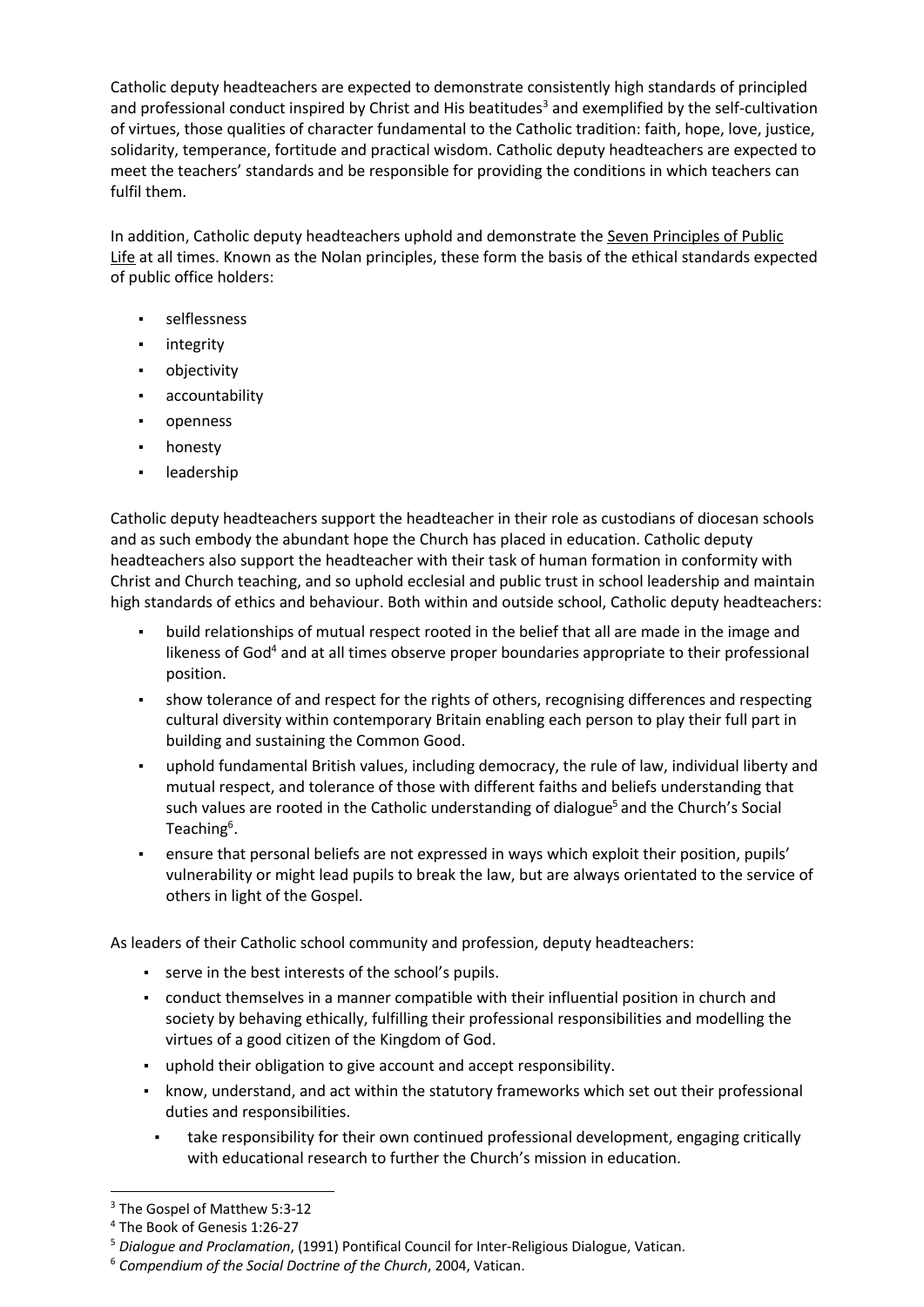Catholic deputy headteachers are expected to demonstrate consistently high standards of principled and professional conduct inspired by Christ and His beatitudes[3] and exemplified by the self-cultivation of virtues, those qualities of character fundamental to the Catholic tradition: faith, hope, love, justice, solidarity, temperance, fortitude and practical wisdom. Catholic deputy headteachers are expected to meet the teachers' standards and be responsible for providing the conditions in which teachers can fulfil them.

In addition, Catholic deputy headteachers uphold and demonstrate the Seven Principles of Public Life at all times. Known as the Nolan principles, these form the basis of the ethical standards expected of public office holders:

- selflessness
- integrity
- objectivity
- accountability
- openness
- honesty
- leadership

Catholic deputy headteachers support the headteacher in their role as custodians of diocesan schools and as such embody the abundant hope the Church has placed in education. Catholic deputy headteachers also support the headteacher with their task of human formation in conformity with Christ and Church teaching, and so uphold ecclesial and public trust in school leadership and maintain high standards of ethics and behaviour. Both within and outside school, Catholic deputy headteachers:

- build relationships of mutual respect rooted in the belief that all are made in the image and likeness of God[4] and at all times observe proper boundaries appropriate to their professional position.
- show tolerance of and respect for the rights of others, recognising differences and respecting cultural diversity within contemporary Britain enabling each person to play their full part in building and sustaining the Common Good.
- uphold fundamental British values, including democracy, the rule of law, individual liberty and mutual respect, and tolerance of those with different faiths and beliefs understanding that such values are rooted in the Catholic understanding of dialogue[5] and the Church's Social Teaching[6].
- ensure that personal beliefs are not expressed in ways which exploit their position, pupils' vulnerability or might lead pupils to break the law, but are always orientated to the service of others in light of the Gospel.

As leaders of their Catholic school community and profession, deputy headteachers:

- serve in the best interests of the school's pupils.
- conduct themselves in a manner compatible with their influential position in church and society by behaving ethically, fulfilling their professional responsibilities and modelling the virtues of a good citizen of the Kingdom of God.
- uphold their obligation to give account and accept responsibility.
- know, understand, and act within the statutory frameworks which set out their professional duties and responsibilities.
- take responsibility for their own continued professional development, engaging critically with educational research to further the Church's mission in education.

[3] The Gospel of Matthew 5:3-12

[4] The Book of Genesis 1:26-27

[5] *Dialogue and Proclamation*, (1991) Pontifical Council for Inter-Religious Dialogue, Vatican.

[6] *Compendium of the Social Doctrine of the Church*, 2004, Vatican.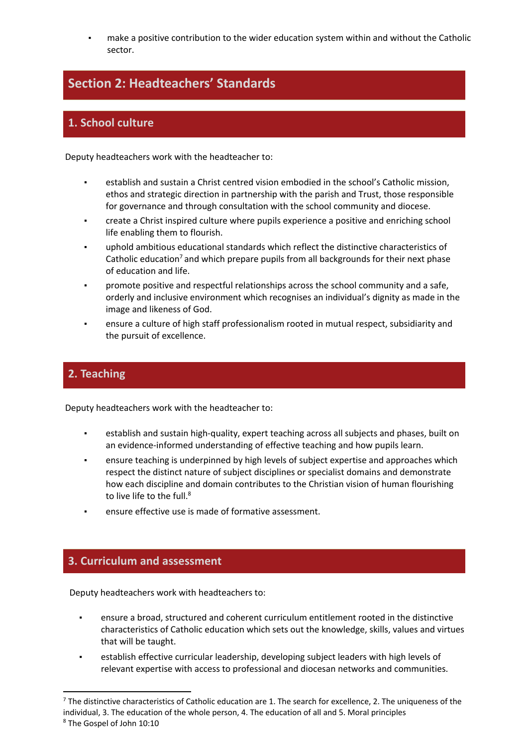- make a positive contribution to the wider education system within and without the Catholic sector.

## Section 2: Headteachers' Standards

### 1. School culture

Deputy headteachers work with the headteacher to:

- establish and sustain a Christ centred vision embodied in the school's Catholic mission, ethos and strategic direction in partnership with the parish and Trust, those responsible for governance and through consultation with the school community and diocese.
- create a Christ inspired culture where pupils experience a positive and enriching school life enabling them to flourish.
- uphold ambitious educational standards which reflect the distinctive characteristics of Catholic education[7] and which prepare pupils from all backgrounds for their next phase of education and life.
- promote positive and respectful relationships across the school community and a safe, orderly and inclusive environment which recognises an individual's dignity as made in the image and likeness of God.
- ensure a culture of high staff professionalism rooted in mutual respect, subsidiarity and the pursuit of excellence.

### 2. Teaching

Deputy headteachers work with the headteacher to:

- establish and sustain high-quality, expert teaching across all subjects and phases, built on an evidence-informed understanding of effective teaching and how pupils learn.
- ensure teaching is underpinned by high levels of subject expertise and approaches which respect the distinct nature of subject disciplines or specialist domains and demonstrate how each discipline and domain contributes to the Christian vision of human flourishing to live life to the full.[8]
- ensure effective use is made of formative assessment.

### 3. Curriculum and assessment

Deputy headteachers work with headteachers to:

- ensure a broad, structured and coherent curriculum entitlement rooted in the distinctive characteristics of Catholic education which sets out the knowledge, skills, values and virtues that will be taught.
- establish effective curricular leadership, developing subject leaders with high levels of relevant expertise with access to professional and diocesan networks and communities.

---

[7] The distinctive characteristics of Catholic education are 1. The search for excellence, 2. The uniqueness of the individual, 3. The education of the whole person, 4. The education of all and 5. Moral principles

[8] The Gospel of John 10:10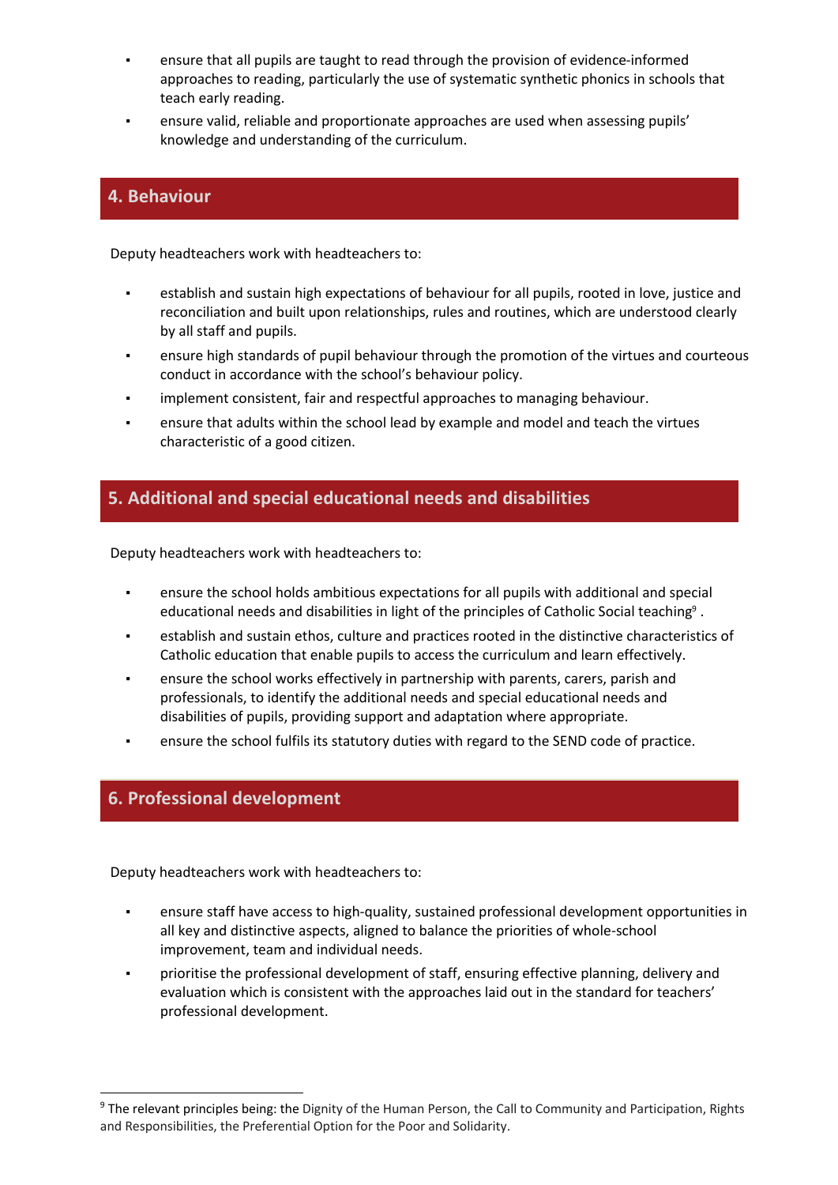- ensure that all pupils are taught to read through the provision of evidence-informed approaches to reading, particularly the use of systematic synthetic phonics in schools that teach early reading.
- ensure valid, reliable and proportionate approaches are used when assessing pupils' knowledge and understanding of the curriculum.

## 4. Behaviour

Deputy headteachers work with headteachers to:

- establish and sustain high expectations of behaviour for all pupils, rooted in love, justice and reconciliation and built upon relationships, rules and routines, which are understood clearly by all staff and pupils.
- ensure high standards of pupil behaviour through the promotion of the virtues and courteous conduct in accordance with the school's behaviour policy.
- implement consistent, fair and respectful approaches to managing behaviour.
- ensure that adults within the school lead by example and model and teach the virtues characteristic of a good citizen.

## 5. Additional and special educational needs and disabilities

Deputy headteachers work with headteachers to:

- ensure the school holds ambitious expectations for all pupils with additional and special educational needs and disabilities in light of the principles of Catholic Social teaching[9] .
- establish and sustain ethos, culture and practices rooted in the distinctive characteristics of Catholic education that enable pupils to access the curriculum and learn effectively.
- ensure the school works effectively in partnership with parents, carers, parish and professionals, to identify the additional needs and special educational needs and disabilities of pupils, providing support and adaptation where appropriate.
- ensure the school fulfils its statutory duties with regard to the SEND code of practice.

## 6. Professional development

Deputy headteachers work with headteachers to:

- ensure staff have access to high-quality, sustained professional development opportunities in all key and distinctive aspects, aligned to balance the priorities of whole-school improvement, team and individual needs.
- prioritise the professional development of staff, ensuring effective planning, delivery and evaluation which is consistent with the approaches laid out in the standard for teachers' professional development.

---

[9] The relevant principles being: the Dignity of the Human Person, the Call to Community and Participation, Rights and Responsibilities, the Preferential Option for the Poor and Solidarity.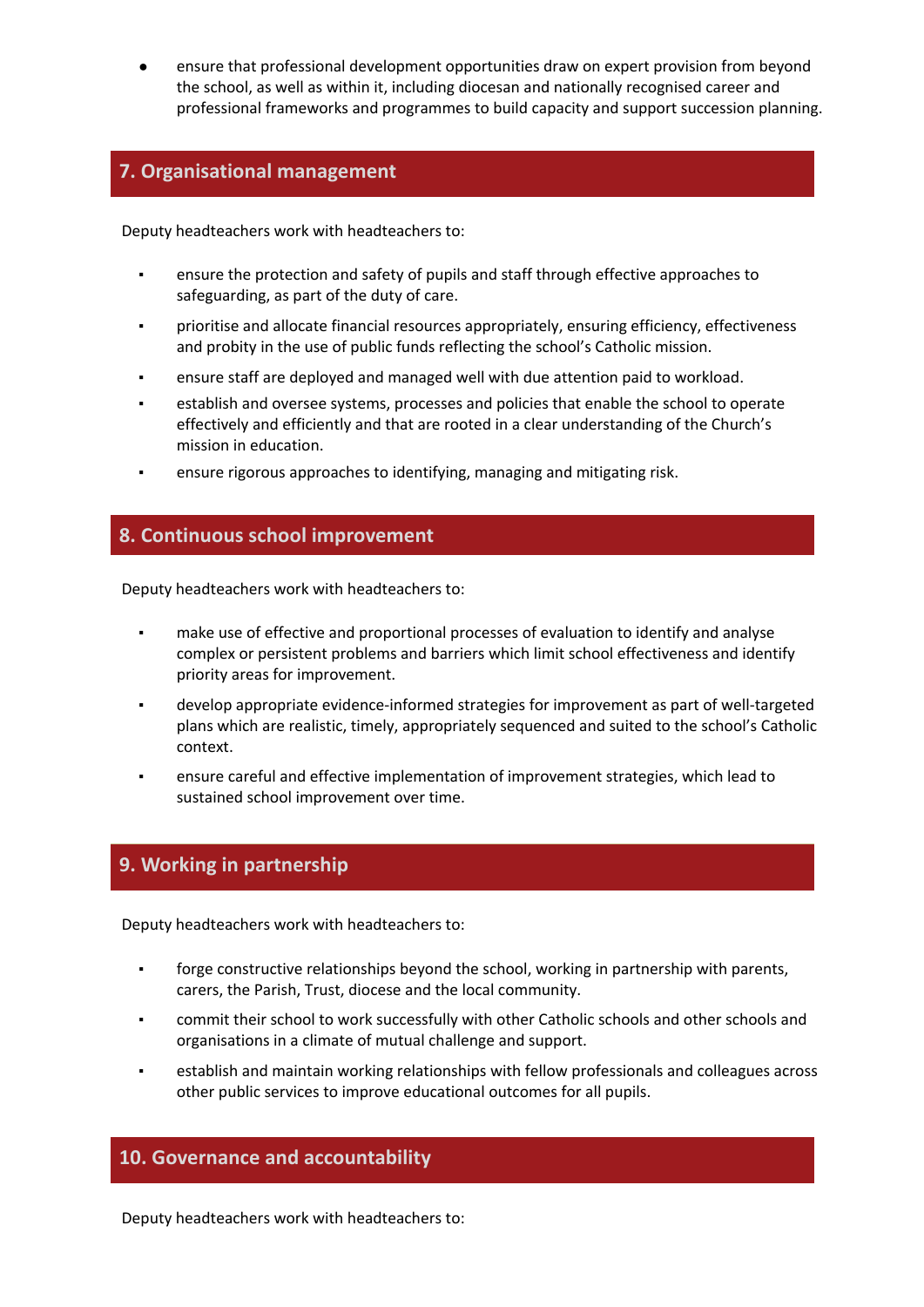- ensure that professional development opportunities draw on expert provision from beyond the school, as well as within it, including diocesan and nationally recognised career and professional frameworks and programmes to build capacity and support succession planning.

## 7. Organisational management

Deputy headteachers work with headteachers to:

- ensure the protection and safety of pupils and staff through effective approaches to safeguarding, as part of the duty of care.
- prioritise and allocate financial resources appropriately, ensuring efficiency, effectiveness and probity in the use of public funds reflecting the school's Catholic mission.
- ensure staff are deployed and managed well with due attention paid to workload.
- establish and oversee systems, processes and policies that enable the school to operate effectively and efficiently and that are rooted in a clear understanding of the Church's mission in education.
- ensure rigorous approaches to identifying, managing and mitigating risk.

## 8. Continuous school improvement

Deputy headteachers work with headteachers to:

- make use of effective and proportional processes of evaluation to identify and analyse complex or persistent problems and barriers which limit school effectiveness and identify priority areas for improvement.
- develop appropriate evidence-informed strategies for improvement as part of well-targeted plans which are realistic, timely, appropriately sequenced and suited to the school's Catholic context.
- ensure careful and effective implementation of improvement strategies, which lead to sustained school improvement over time.

## 9. Working in partnership

Deputy headteachers work with headteachers to:

- forge constructive relationships beyond the school, working in partnership with parents, carers, the Parish, Trust, diocese and the local community.
- commit their school to work successfully with other Catholic schools and other schools and organisations in a climate of mutual challenge and support.
- establish and maintain working relationships with fellow professionals and colleagues across other public services to improve educational outcomes for all pupils.

## 10. Governance and accountability

Deputy headteachers work with headteachers to: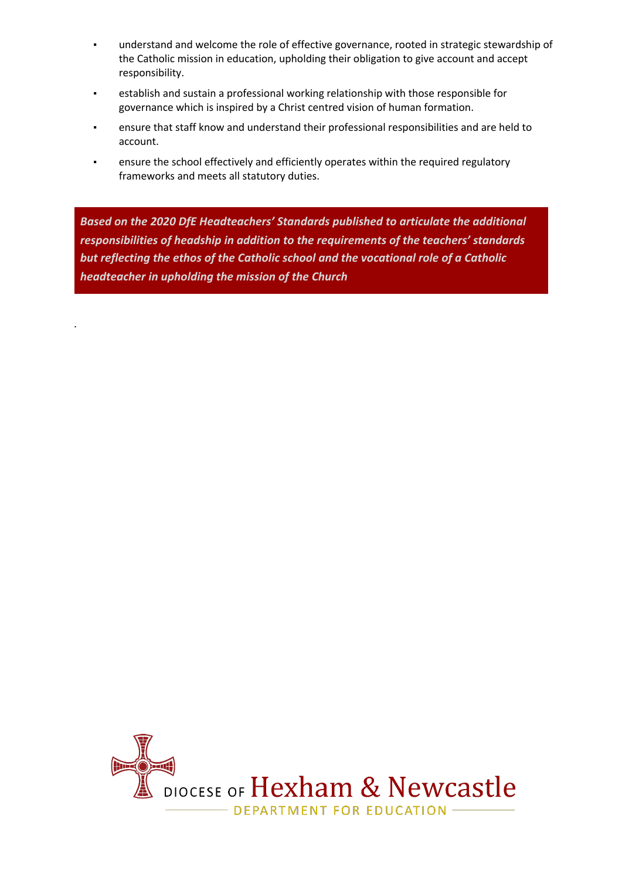- understand and welcome the role of effective governance, rooted in strategic stewardship of the Catholic mission in education, upholding their obligation to give account and accept responsibility.
- establish and sustain a professional working relationship with those responsible for governance which is inspired by a Christ centred vision of human formation.
- ensure that staff know and understand their professional responsibilities and are held to account.
- ensure the school effectively and efficiently operates within the required regulatory frameworks and meets all statutory duties.

***Based on the 2020 DfE Headteachers' Standards published to articulate the additional responsibilities of headship in addition to the requirements of the teachers' standards but reflecting the ethos of the Catholic school and the vocational role of a Catholic headteacher in upholding the mission of the Church***

.

DIOCESE OF Hexham & Newcastle
DEPARTMENT FOR EDUCATION